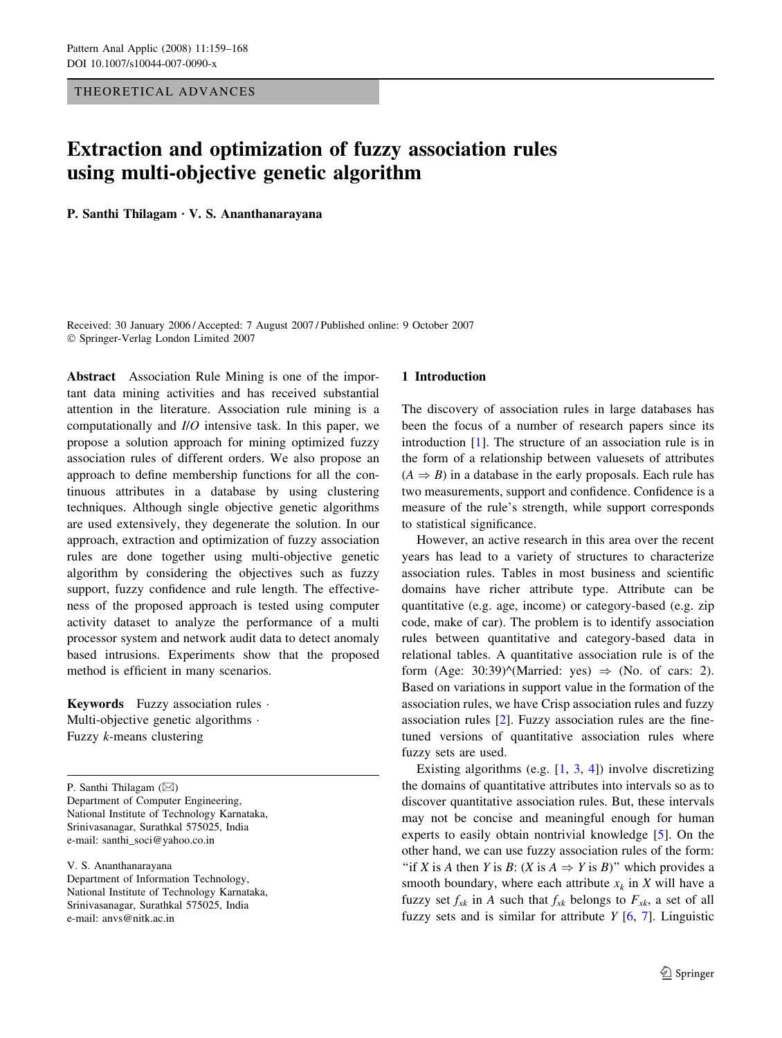THEORETICAL ADVANCES

# Extraction and optimization of fuzzy association rules using multi-objective genetic algorithm

**P. Santhi Thilagam · V. S. Ananthanarayana**

Received: 30 January 2006 / Accepted: 7 August 2007 / Published online: 9 October 2007
© Springer-Verlag London Limited 2007

**Abstract** Association Rule Mining is one of the important data mining activities and has received substantial attention in the literature. Association rule mining is a computationally and *I/O* intensive task. In this paper, we propose a solution approach for mining optimized fuzzy association rules of different orders. We also propose an approach to define membership functions for all the continuous attributes in a database by using clustering techniques. Although single objective genetic algorithms are used extensively, they degenerate the solution. In our approach, extraction and optimization of fuzzy association rules are done together using multi-objective genetic algorithm by considering the objectives such as fuzzy support, fuzzy confidence and rule length. The effectiveness of the proposed approach is tested using computer activity dataset to analyze the performance of a multi processor system and network audit data to detect anomaly based intrusions. Experiments show that the proposed method is efficient in many scenarios.

**Keywords** Fuzzy association rules · Multi-objective genetic algorithms · Fuzzy *k*-means clustering

P. Santhi Thilagam (✉)
Department of Computer Engineering,
National Institute of Technology Karnataka,
Srinivasanagar, Surathkal 575025, India
e-mail: santhi_soci@yahoo.co.in

V. S. Ananthanarayana
Department of Information Technology,
National Institute of Technology Karnataka,
Srinivasanagar, Surathkal 575025, India
e-mail: anvs@nitk.ac.in

## 1 Introduction

The discovery of association rules in large databases has been the focus of a number of research papers since its introduction [1]. The structure of an association rule is in the form of a relationship between valuesets of attributes ($A \Rightarrow B$) in a database in the early proposals. Each rule has two measurements, support and confidence. Confidence is a measure of the rule's strength, while support corresponds to statistical significance.

However, an active research in this area over the recent years has lead to a variety of structures to characterize association rules. Tables in most business and scientific domains have richer attribute type. Attribute can be quantitative (e.g. age, income) or category-based (e.g. zip code, make of car). The problem is to identify association rules between quantitative and category-based data in relational tables. A quantitative association rule is of the form (Age: 30:39)^(Married: yes) $\Rightarrow$ (No. of cars: 2). Based on variations in support value in the formation of the association rules, we have Crisp association rules and fuzzy association rules [2]. Fuzzy association rules are the fine-tuned versions of quantitative association rules where fuzzy sets are used.

Existing algorithms (e.g. [1, 3, 4]) involve discretizing the domains of quantitative attributes into intervals so as to discover quantitative association rules. But, these intervals may not be concise and meaningful enough for human experts to easily obtain nontrivial knowledge [5]. On the other hand, we can use fuzzy association rules of the form: "if *X* is *A* then *Y* is *B*: (*X* is $A \Rightarrow$ *Y* is *B*)" which provides a smooth boundary, where each attribute $x_k$ in *X* will have a fuzzy set $f_{xk}$ in *A* such that $f_{xk}$ belongs to $F_{xk}$, a set of all fuzzy sets and is similar for attribute *Y* [6, 7]. Linguistic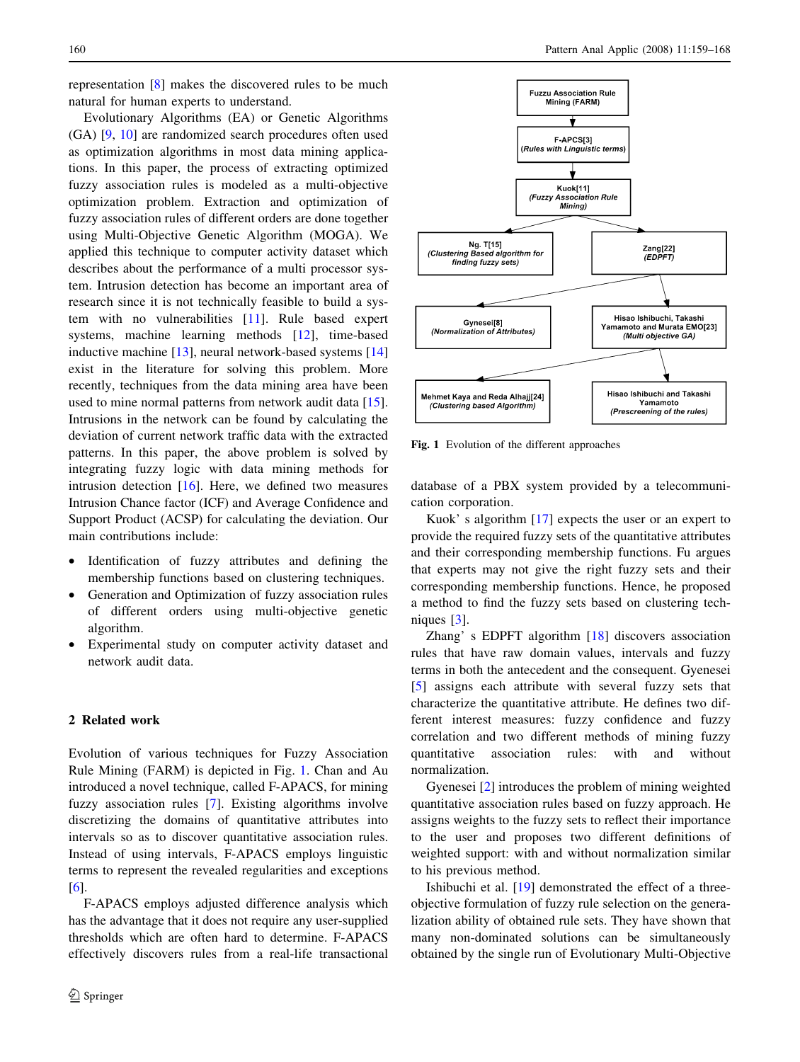representation [8] makes the discovered rules to be much natural for human experts to understand.

Evolutionary Algorithms (EA) or Genetic Algorithms (GA) [9, 10] are randomized search procedures often used as optimization algorithms in most data mining applications. In this paper, the process of extracting optimized fuzzy association rules is modeled as a multi-objective optimization problem. Extraction and optimization of fuzzy association rules of different orders are done together using Multi-Objective Genetic Algorithm (MOGA). We applied this technique to computer activity dataset which describes about the performance of a multi processor system. Intrusion detection has become an important area of research since it is not technically feasible to build a system with no vulnerabilities [11]. Rule based expert systems, machine learning methods [12], time-based inductive machine [13], neural network-based systems [14] exist in the literature for solving this problem. More recently, techniques from the data mining area have been used to mine normal patterns from network audit data [15]. Intrusions in the network can be found by calculating the deviation of current network traffic data with the extracted patterns. In this paper, the above problem is solved by integrating fuzzy logic with data mining methods for intrusion detection [16]. Here, we defined two measures Intrusion Chance factor (ICF) and Average Confidence and Support Product (ACSP) for calculating the deviation. Our main contributions include:

- Identification of fuzzy attributes and defining the membership functions based on clustering techniques.
- Generation and Optimization of fuzzy association rules of different orders using multi-objective genetic algorithm.
- Experimental study on computer activity dataset and network audit data.

## 2 Related work

Evolution of various techniques for Fuzzy Association Rule Mining (FARM) is depicted in Fig. 1. Chan and Au introduced a novel technique, called F-APACS, for mining fuzzy association rules [7]. Existing algorithms involve discretizing the domains of quantitative attributes into intervals so as to discover quantitative association rules. Instead of using intervals, F-APACS employs linguistic terms to represent the revealed regularities and exceptions [6].

F-APACS employs adjusted difference analysis which has the advantage that it does not require any user-supplied thresholds which are often hard to determine. F-APACS effectively discovers rules from a real-life transactional database of a PBX system provided by a telecommunication corporation.

Fuzzu Association Rule Mining (FARM) → F-APCS[3] (Rules with Linguistic terms) → Kuok[11] (Fuzzy Association Rule Mining) → Ng. T[15] (Clustering Based algorithm for finding fuzzy sets); Zang[22] (EDPFT) → Gynesei[8] (Normalization of Attributes); Hisao Ishibuchi, Takashi Yamamoto and Murata EMO[23] (Multi objective GA) → Mehmet Kaya and Reda Alhajj[24] (Clustering based Algorithm); Hisao Ishibuchi and Takashi Yamamoto (Prescreening of the rules)

**Fig. 1** Evolution of the different approaches

Kuok' s algorithm [17] expects the user or an expert to provide the required fuzzy sets of the quantitative attributes and their corresponding membership functions. Fu argues that experts may not give the right fuzzy sets and their corresponding membership functions. Hence, he proposed a method to find the fuzzy sets based on clustering techniques [3].

Zhang' s EDPFT algorithm [18] discovers association rules that have raw domain values, intervals and fuzzy terms in both the antecedent and the consequent. Gyenesei [5] assigns each attribute with several fuzzy sets that characterize the quantitative attribute. He defines two different interest measures: fuzzy confidence and fuzzy correlation and two different methods of mining fuzzy quantitative association rules: with and without normalization.

Gyenesei [2] introduces the problem of mining weighted quantitative association rules based on fuzzy approach. He assigns weights to the fuzzy sets to reflect their importance to the user and proposes two different definitions of weighted support: with and without normalization similar to his previous method.

Ishibuchi et al. [19] demonstrated the effect of a three-objective formulation of fuzzy rule selection on the generalization ability of obtained rule sets. They have shown that many non-dominated solutions can be simultaneously obtained by the single run of Evolutionary Multi-Objective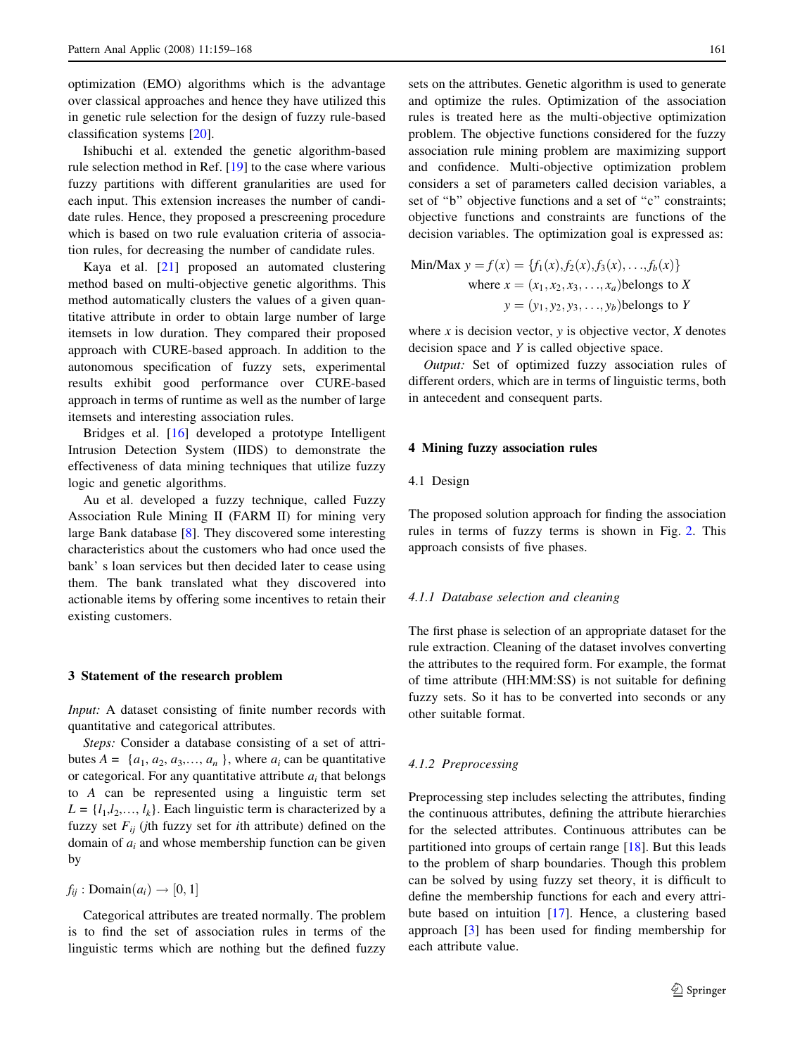optimization (EMO) algorithms which is the advantage over classical approaches and hence they have utilized this in genetic rule selection for the design of fuzzy rule-based classification systems [20].

Ishibuchi et al. extended the genetic algorithm-based rule selection method in Ref. [19] to the case where various fuzzy partitions with different granularities are used for each input. This extension increases the number of candidate rules. Hence, they proposed a prescreening procedure which is based on two rule evaluation criteria of association rules, for decreasing the number of candidate rules.

Kaya et al. [21] proposed an automated clustering method based on multi-objective genetic algorithms. This method automatically clusters the values of a given quantitative attribute in order to obtain large number of large itemsets in low duration. They compared their proposed approach with CURE-based approach. In addition to the autonomous specification of fuzzy sets, experimental results exhibit good performance over CURE-based approach in terms of runtime as well as the number of large itemsets and interesting association rules.

Bridges et al. [16] developed a prototype Intelligent Intrusion Detection System (IIDS) to demonstrate the effectiveness of data mining techniques that utilize fuzzy logic and genetic algorithms.

Au et al. developed a fuzzy technique, called Fuzzy Association Rule Mining II (FARM II) for mining very large Bank database [8]. They discovered some interesting characteristics about the customers who had once used the bank' s loan services but then decided later to cease using them. The bank translated what they discovered into actionable items by offering some incentives to retain their existing customers.

## 3 Statement of the research problem

*Input:* A dataset consisting of finite number records with quantitative and categorical attributes.

*Steps:* Consider a database consisting of a set of attributes $A = \{a_1, a_2, a_3, \ldots, a_n\}$, where $a_i$ can be quantitative or categorical. For any quantitative attribute $a_i$ that belongs to $A$ can be represented using a linguistic term set $L = \{l_1, l_2, \ldots, l_k\}$. Each linguistic term is characterized by a fuzzy set $F_{ij}$ ($j$th fuzzy set for $i$th attribute) defined on the domain of $a_i$ and whose membership function can be given by

$$f_{ij} : \text{Domain}(a_i) \rightarrow [0, 1]$$

Categorical attributes are treated normally. The problem is to find the set of association rules in terms of the linguistic terms which are nothing but the defined fuzzy sets on the attributes. Genetic algorithm is used to generate and optimize the rules. Optimization of the association rules is treated here as the multi-objective optimization problem. The objective functions considered for the fuzzy association rule mining problem are maximizing support and confidence. Multi-objective optimization problem considers a set of parameters called decision variables, a set of "b" objective functions and a set of "c" constraints; objective functions and constraints are functions of the decision variables. The optimization goal is expressed as:

$$\begin{aligned} \text{Min/Max } y = f(x) &= \{f_1(x), f_2(x), f_3(x), \ldots, f_b(x)\} \\ \text{where } x &= (x_1, x_2, x_3, \ldots, x_a) \text{belongs to } X \\ y &= (y_1, y_2, y_3, \ldots, y_b) \text{belongs to } Y \end{aligned}$$

where $x$ is decision vector, $y$ is objective vector, $X$ denotes decision space and $Y$ is called objective space.

*Output:* Set of optimized fuzzy association rules of different orders, which are in terms of linguistic terms, both in antecedent and consequent parts.

## 4 Mining fuzzy association rules

### 4.1 Design

The proposed solution approach for finding the association rules in terms of fuzzy terms is shown in Fig. 2. This approach consists of five phases.

#### 4.1.1 *Database selection and cleaning*

The first phase is selection of an appropriate dataset for the rule extraction. Cleaning of the dataset involves converting the attributes to the required form. For example, the format of time attribute (HH:MM:SS) is not suitable for defining fuzzy sets. So it has to be converted into seconds or any other suitable format.

#### 4.1.2 *Preprocessing*

Preprocessing step includes selecting the attributes, finding the continuous attributes, defining the attribute hierarchies for the selected attributes. Continuous attributes can be partitioned into groups of certain range [18]. But this leads to the problem of sharp boundaries. Though this problem can be solved by using fuzzy set theory, it is difficult to define the membership functions for each and every attribute based on intuition [17]. Hence, a clustering based approach [3] has been used for finding membership for each attribute value.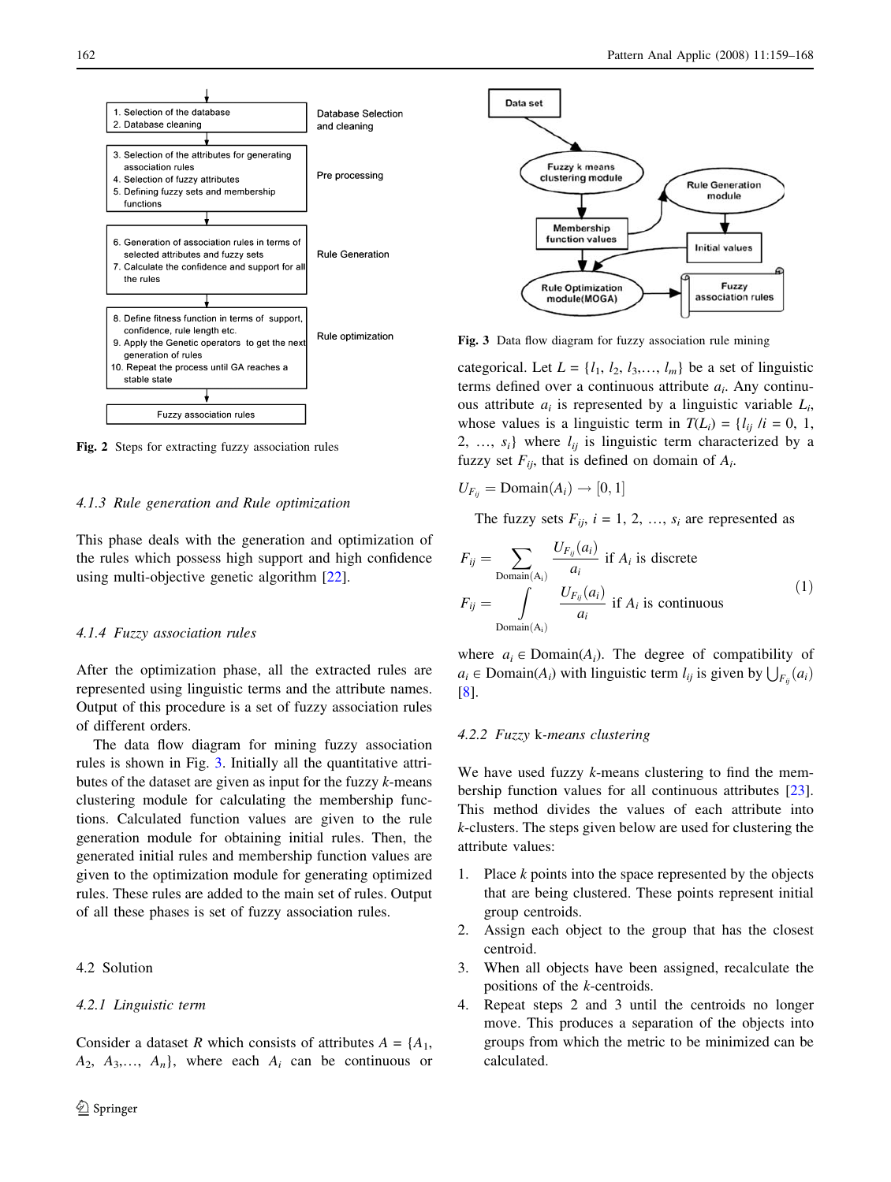| | |
|---|---|
| 1. Selection of the database<br>2. Database cleaning | Database Selection and cleaning |
| 3. Selection of the attributes for generating association rules<br>4. Selection of fuzzy attributes<br>5. Defining fuzzy sets and membership functions | Pre processing |
| 6. Generation of association rules in terms of selected attributes and fuzzy sets<br>7. Calculate the confidence and support for all the rules | Rule Generation |
| 8. Define fitness function in terms of support, confidence, rule length etc.<br>9. Apply the Genetic operators to get the next generation of rules<br>10. Repeat the process until GA reaches a stable state | Rule optimization |
| Fuzzy association rules | |

**Fig. 2** Steps for extracting fuzzy association rules

#### 4.1.3 Rule generation and Rule optimization

This phase deals with the generation and optimization of the rules which possess high support and high confidence using multi-objective genetic algorithm [22].

#### 4.1.4 Fuzzy association rules

After the optimization phase, all the extracted rules are represented using linguistic terms and the attribute names. Output of this procedure is a set of fuzzy association rules of different orders.

The data flow diagram for mining fuzzy association rules is shown in Fig. 3. Initially all the quantitative attributes of the dataset are given as input for the fuzzy *k*-means clustering module for calculating the membership functions. Calculated function values are given to the rule generation module for obtaining initial rules. Then, the generated initial rules and membership function values are given to the optimization module for generating optimized rules. These rules are added to the main set of rules. Output of all these phases is set of fuzzy association rules.

### 4.2 Solution

#### 4.2.1 Linguistic term

Consider a dataset $R$ which consists of attributes $A = \{A_1, A_2, A_3, \ldots, A_n\}$, where each $A_i$ can be continuous or categorical. Let $L = \{l_1, l_2, l_3, \ldots, l_m\}$ be a set of linguistic terms defined over a continuous attribute $a_i$. Any continuous attribute $a_i$ is represented by a linguistic variable $L_i$, whose values is a linguistic term in $T(L_i) = \{l_{ij} / i = 0, 1, 2, \ldots, s_i\}$ where $l_{ij}$ is linguistic term characterized by a fuzzy set $F_{ij}$, that is defined on domain of $A_i$.

Data set → Fuzzy k means clustering module → Membership function values → Rule Generation module → Initial values → Rule Optimization module(MOGA) → Fuzzy association rules

**Fig. 3** Data flow diagram for fuzzy association rule mining

$$U_{F_{ij}} = \text{Domain}(A_i) \rightarrow [0, 1]$$

The fuzzy sets $F_{ij}$, $i = 1, 2, \ldots, s_i$ are represented as

$$F_{ij} = \sum_{\text{Domain}(A_i)} \frac{U_{F_{ij}}(a_i)}{a_i} \text{ if } A_i \text{ is discrete}$$
$$F_{ij} = \int_{\text{Domain}(A_i)} \frac{U_{F_{ij}}(a_i)}{a_i} \text{ if } A_i \text{ is continuous} \qquad (1)$$

where $a_i \in \text{Domain}(A_i)$. The degree of compatibility of $a_i \in \text{Domain}(A_i)$ with linguistic term $l_{ij}$ is given by $\bigcup_{F_{ij}}(a_i)$ [8].

#### 4.2.2 Fuzzy k-means clustering

We have used fuzzy *k*-means clustering to find the membership function values for all continuous attributes [23]. This method divides the values of each attribute into *k*-clusters. The steps given below are used for clustering the attribute values:

1. Place *k* points into the space represented by the objects that are being clustered. These points represent initial group centroids.
2. Assign each object to the group that has the closest centroid.
3. When all objects have been assigned, recalculate the positions of the *k*-centroids.
4. Repeat steps 2 and 3 until the centroids no longer move. This produces a separation of the objects into groups from which the metric to be minimized can be calculated.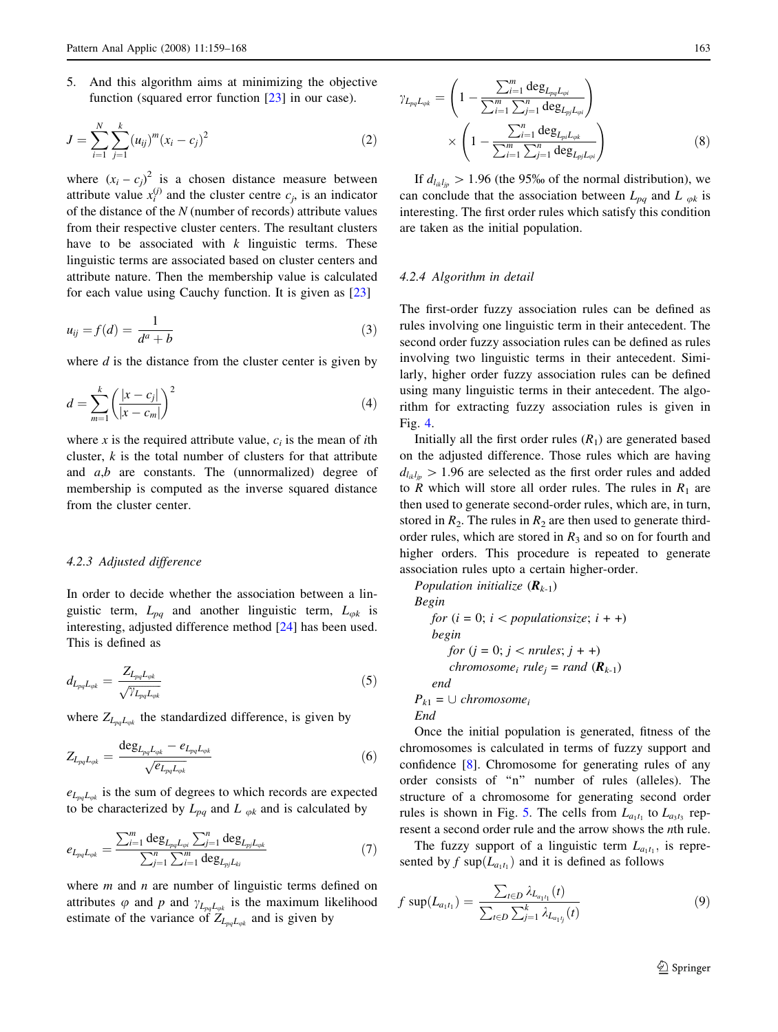5. And this algorithm aims at minimizing the objective function (squared error function [23] in our case).

$$J = \sum_{i=1}^{N} \sum_{j=1}^{k} (u_{ij})^m (x_i - c_j)^2 \tag{2}$$

where $(x_i - c_j)^2$ is a chosen distance measure between attribute value $x_i^{(j)}$ and the cluster centre $c_j$, is an indicator of the distance of the $N$ (number of records) attribute values from their respective cluster centers. The resultant clusters have to be associated with $k$ linguistic terms. These linguistic terms are associated based on cluster centers and attribute nature. Then the membership value is calculated for each value using Cauchy function. It is given as [23]

$$u_{ij} = f(d) = \frac{1}{d^a + b} \tag{3}$$

where $d$ is the distance from the cluster center is given by

$$d = \sum_{m=1}^{k} \left( \frac{|x - c_j|}{|x - c_m|} \right)^2 \tag{4}$$

where $x$ is the required attribute value, $c_i$ is the mean of $i$th cluster, $k$ is the total number of clusters for that attribute and $a$,$b$ are constants. The (unnormalized) degree of membership is computed as the inverse squared distance from the cluster center.

#### 4.2.3 Adjusted difference

In order to decide whether the association between a linguistic term, $L_{pq}$ and another linguistic term, $L_{\varphi k}$ is interesting, adjusted difference method [24] has been used. This is defined as

$$d_{L_{pq}L_{\varphi k}} = \frac{Z_{L_{pq}L_{\varphi k}}}{\sqrt{\gamma_{L_{pq}L_{\varphi k}}}} \tag{5}$$

where $Z_{L_{pq}L_{\varphi k}}$ the standardized difference, is given by

$$Z_{L_{pq}L_{\varphi k}} = \frac{\deg_{L_{pq}L_{\varphi k}} - e_{L_{pq}L_{\varphi k}}}{\sqrt{e_{L_{pq}L_{\varphi k}}}} \tag{6}$$

$e_{L_{pq}L_{\varphi k}}$ is the sum of degrees to which records are expected to be characterized by $L_{pq}$ and $L_{\varphi k}$ and is calculated by

$$e_{L_{pq}L_{\varphi k}} = \frac{\sum_{i=1}^{m} \deg_{L_{pq}L_{\varphi i}} \sum_{j=1}^{n} \deg_{L_{pj}L_{\varphi k}}}{\sum_{j=1}^{n} \sum_{i=1}^{m} \deg_{L_{pj}L_{ki}}} \tag{7}$$

where $m$ and $n$ are number of linguistic terms defined on attributes $\varphi$ and $p$ and $\gamma_{L_{pq}L_{\varphi k}}$ is the maximum likelihood estimate of the variance of $Z_{L_{pq}L_{\varphi k}}$ and is given by

$$\gamma_{L_{pq}L_{\varphi k}} = \left( 1 - \frac{\sum_{i=1}^{m} \deg_{L_{pq}L_{\varphi i}}}{\sum_{i=1}^{m} \sum_{j=1}^{n} \deg_{L_{pj}L_{\varphi i}}} \right) \times \left( 1 - \frac{\sum_{i=1}^{n} \deg_{L_{pi}L_{\varphi k}}}{\sum_{i=1}^{m} \sum_{j=1}^{n} \deg_{L_{pj}L_{\varphi i}}} \right) \tag{8}$$

If $d_{l_{ik}l_{jp}} > 1.96$ (the 95‰ of the normal distribution), we can conclude that the association between $L_{pq}$ and $L_{\varphi k}$ is interesting. The first order rules which satisfy this condition are taken as the initial population.

#### 4.2.4 Algorithm in detail

The first-order fuzzy association rules can be defined as rules involving one linguistic term in their antecedent. The second order fuzzy association rules can be defined as rules involving two linguistic terms in their antecedent. Similarly, higher order fuzzy association rules can be defined using many linguistic terms in their antecedent. The algorithm for extracting fuzzy association rules is given in Fig. 4.

Initially all the first order rules ($R_1$) are generated based on the adjusted difference. Those rules which are having $d_{l_{ik}l_{jp}} > 1.96$ are selected as the first order rules and added to $R$ which will store all order rules. The rules in $R_1$ are then used to generate second-order rules, which are, in turn, stored in $R_2$. The rules in $R_2$ are then used to generate third-order rules, which are stored in $R_3$ and so on for fourth and higher orders. This procedure is repeated to generate association rules upto a certain higher-order.

```
Population initialize (R_{k-1})
Begin
    for (i = 0; i < populationsize; i + +)
    begin
        for (j = 0; j < nrules; j + +)
        chromosome_i rule_j = rand (R_{k-1})
    end
P_{k1} = ∪ chromosome_i
End
```

Once the initial population is generated, fitness of the chromosomes is calculated in terms of fuzzy support and confidence [8]. Chromosome for generating rules of any order consists of "n" number of rules (alleles). The structure of a chromosome for generating second order rules is shown in Fig. 5. The cells from $L_{a_1 t_1}$ to $L_{a_3 t_3}$ represent a second order rule and the arrow shows the $n$th rule.

The fuzzy support of a linguistic term $L_{a_1 t_1}$, is represented by $f\ \sup(L_{a_1 t_1})$ and it is defined as follows

$$f\ \sup(L_{a_1 t_1}) = \frac{\sum_{t \in D} \lambda_{L_{a_1 t_1}}(t)}{\sum_{t \in D} \sum_{j=1}^{k} \lambda_{L_{a_1 t_j}}(t)} \tag{9}$$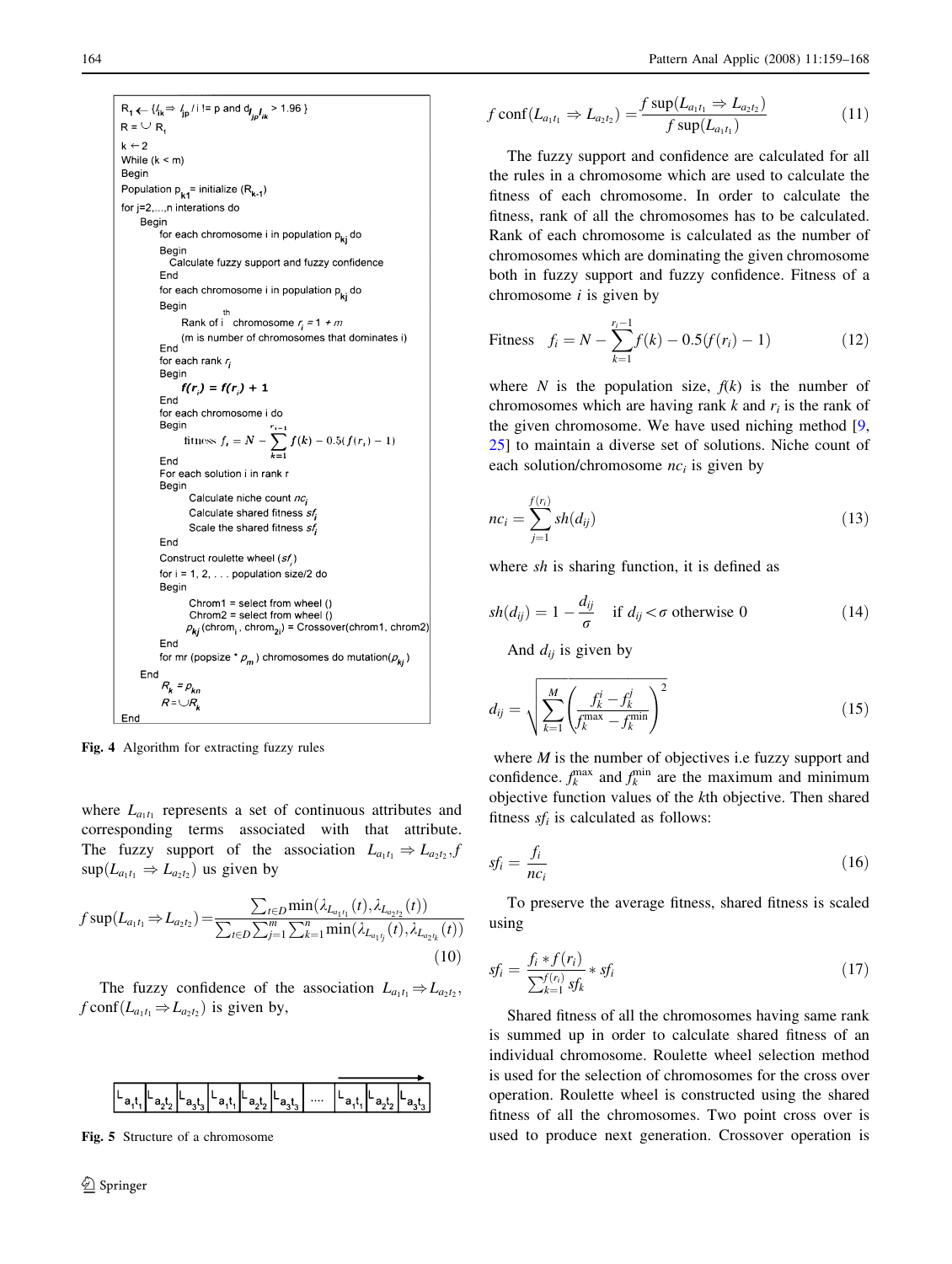```
R_1 ← {l_ik ⇒ l_jp / i != p and d_{l_jp l_ik} > 1.96 }
R = ∪ R_1
k ← 2
While (k < m)
Begin
Population p_k1 = initialize (R_{k-1})
for j=2,...,n interations do
    Begin
        for each chromosome i in population p_kj do
        Begin
            Calculate fuzzy support and fuzzy confidence
        End
        for each chromosome i in population p_kj do
        Begin
            Rank of i th chromosome r_i = 1 + m
            (m is number of chromosomes that dominates i)
        End
        for each rank r_i
        Begin
            f(r_i) = f(r_i) + 1
        End
        for each chromosome i do
        Begin
            fitness f_i = N − Σ_{k=1}^{r_i−1} f(k) − 0.5(f(r_i) − 1)
        End
        For each solution i in rank r
        Begin
            Calculate niche count nc_i
            Calculate shared fitness sf_i
            Scale the shared fitness sf_i
        End
        Construct roulette wheel (sf_i)
        for i = 1, 2, . . . population size/2 do
        Begin
            Chrom1 = select from wheel ()
            Chrom2 = select from wheel ()
            p_kj (chrom_i , chrom_2i) = Crossover(chrom1, chrom2)
        End
        for mr (popsize * p_m ) chromosomes do mutation(p_kj )
    End
        R_k = p_kn
        R = ∪R_k
End
```

**Fig. 4** Algorithm for extracting fuzzy rules

where $L_{a_1t_1}$ represents a set of continuous attributes and corresponding terms associated with that attribute. The fuzzy support of the association $L_{a_1t_1} \Rightarrow L_{a_2t_2}$, $f\sup(L_{a_1t_1} \Rightarrow L_{a_2t_2})$ us given by

$$f\sup(L_{a_1t_1} \Rightarrow L_{a_2t_2}) = \frac{\sum_{t \in D} \min(\lambda_{L_{a_1t_1}}(t), \lambda_{L_{a_2t_2}}(t))}{\sum_{t \in D} \sum_{j=1}^{m} \sum_{k=1}^{n} \min(\lambda_{L_{a_1t_j}}(t), \lambda_{L_{a_2t_k}}(t))} \tag{10}$$

The fuzzy confidence of the association $L_{a_1t_1} \Rightarrow L_{a_2t_2}$, $f\,\mathrm{conf}(L_{a_1t_1} \Rightarrow L_{a_2t_2})$ is given by,

| $L_{a_1t_1}$ | $L_{a_2t_2}$ | $L_{a_3t_3}$ | $L_{a_1t_1}$ | $L_{a_2t_2}$ | $L_{a_3t_3}$ | .... | $L_{a_1t_1}$ | $L_{a_2t_2}$ | $L_{a_3t_3}$ |
|---|---|---|---|---|---|---|---|---|---|

**Fig. 5** Structure of a chromosome

$$f\,\mathrm{conf}(L_{a_1t_1} \Rightarrow L_{a_2t_2}) = \frac{f\sup(L_{a_1t_1} \Rightarrow L_{a_2t_2})}{f\sup(L_{a_1t_1})} \tag{11}$$

The fuzzy support and confidence are calculated for all the rules in a chromosome which are used to calculate the fitness of each chromosome. In order to calculate the fitness, rank of all the chromosomes has to be calculated. Rank of each chromosome is calculated as the number of chromosomes which are dominating the given chromosome both in fuzzy support and fuzzy confidence. Fitness of a chromosome $i$ is given by

$$\text{Fitness} \quad f_i = N - \sum_{k=1}^{r_i - 1} f(k) - 0.5(f(r_i) - 1) \tag{12}$$

where $N$ is the population size, $f(k)$ is the number of chromosomes which are having rank $k$ and $r_i$ is the rank of the given chromosome. We have used niching method [9, 25] to maintain a diverse set of solutions. Niche count of each solution/chromosome $nc_i$ is given by

$$nc_i = \sum_{j=1}^{f(r_i)} sh(d_{ij}) \tag{13}$$

where $sh$ is sharing function, it is defined as

$$sh(d_{ij}) = 1 - \frac{d_{ij}}{\sigma} \quad \text{if } d_{ij} < \sigma \text{ otherwise } 0 \tag{14}$$

And $d_{ij}$ is given by

$$d_{ij} = \sqrt{\sum_{k=1}^{M} \left( \frac{f_k^i - f_k^j}{f_k^{\max} - f_k^{\min}} \right)^2} \tag{15}$$

where $M$ is the number of objectives i.e fuzzy support and confidence. $f_k^{\max}$ and $f_k^{\min}$ are the maximum and minimum objective function values of the $k$th objective. Then shared fitness $sf_i$ is calculated as follows:

$$sf_i = \frac{f_i}{nc_i} \tag{16}$$

To preserve the average fitness, shared fitness is scaled using

$$sf_i = \frac{f_i * f(r_i)}{\sum_{k=1}^{f(r_i)} sf_k} * sf_i \tag{17}$$

Shared fitness of all the chromosomes having same rank is summed up in order to calculate shared fitness of an individual chromosome. Roulette wheel selection method is used for the selection of chromosomes for the cross over operation. Roulette wheel is constructed using the shared fitness of all the chromosomes. Two point cross over is used to produce next generation. Crossover operation is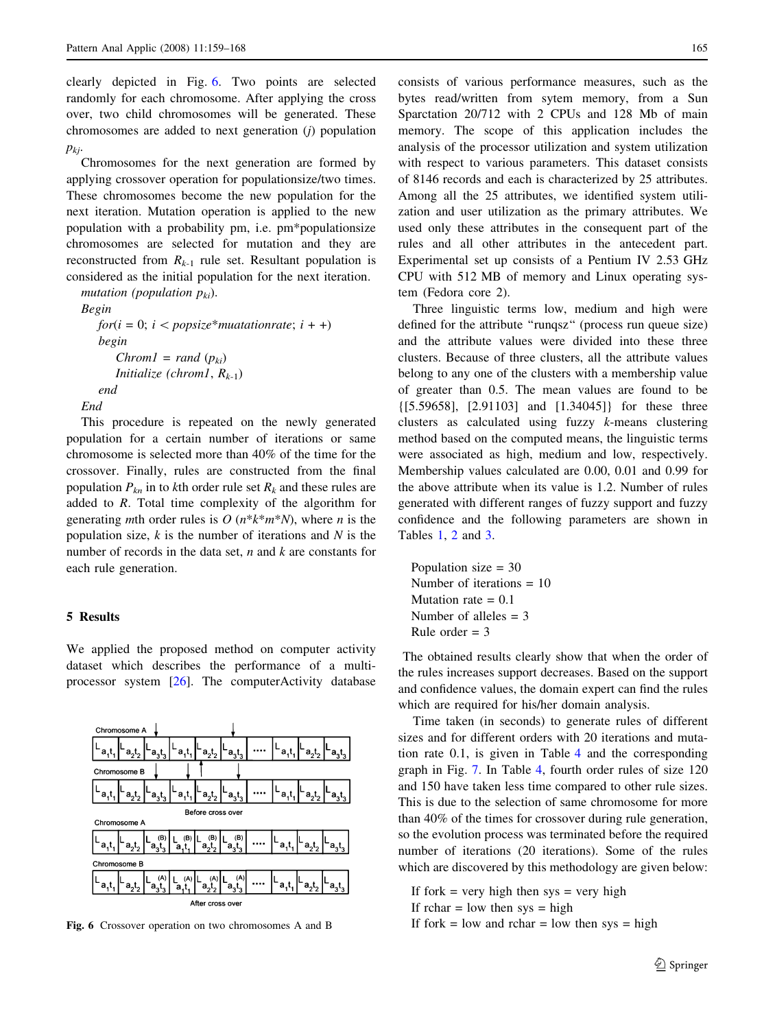clearly depicted in Fig. 6. Two points are selected randomly for each chromosome. After applying the cross over, two child chromosomes will be generated. These chromosomes are added to next generation ($j$) population $p_{kj}$.

Chromosomes for the next generation are formed by applying crossover operation for populationsize/two times. These chromosomes become the new population for the next iteration. Mutation operation is applied to the new population with a probability pm, i.e. pm*populationsize chromosomes are selected for mutation and they are reconstructed from $R_{k-1}$ rule set. Resultant population is considered as the initial population for the next iteration.

```
mutation (population p_ki).
Begin
   for(i = 0; i < popsize*muatationrate; i + +)
   begin
      Chrom1 = rand (p_ki)
      Initialize (chrom1, R_k-1)
   end
End
```

This procedure is repeated on the newly generated population for a certain number of iterations or same chromosome is selected more than 40% of the time for the crossover. Finally, rules are constructed from the final population $P_{kn}$ in to $k$th order rule set $R_k$ and these rules are added to $R$. Total time complexity of the algorithm for generating $m$th order rules is $O$ ($n$\*$k$\*$m$\*$N$), where $n$ is the population size, $k$ is the number of iterations and $N$ is the number of records in the data set, $n$ and $k$ are constants for each rule generation.

## 5 Results

We applied the proposed method on computer activity dataset which describes the performance of a multi-processor system [26]. The computerActivity database consists of various performance measures, such as the bytes read/written from sytem memory, from a Sun Sparctation 20/712 with 2 CPUs and 128 Mb of main memory. The scope of this application includes the analysis of the processor utilization and system utilization with respect to various parameters. This dataset consists of 8146 records and each is characterized by 25 attributes. Among all the 25 attributes, we identified system utilization and user utilization as the primary attributes. We used only these attributes in the consequent part of the rules and all other attributes in the antecedent part. Experimental set up consists of a Pentium IV 2.53 GHz CPU with 512 MB of memory and Linux operating system (Fedora core 2).

Three linguistic terms low, medium and high were defined for the attribute "runqsz" (process run queue size) and the attribute values were divided into these three clusters. Because of three clusters, all the attribute values belong to any one of the clusters with a membership value of greater than 0.5. The mean values are found to be {[5.59658], [2.91103] and [1.34045]} for these three clusters as calculated using fuzzy $k$-means clustering method based on the computed means, the linguistic terms were associated as high, medium and low, respectively. Membership values calculated are 0.00, 0.01 and 0.99 for the above attribute when its value is 1.2. Number of rules generated with different ranges of fuzzy support and fuzzy confidence and the following parameters are shown in Tables 1, 2 and 3.

Population size = 30
Number of iterations = 10
Mutation rate = 0.1
Number of alleles = 3
Rule order = 3

The obtained results clearly show that when the order of the rules increases support decreases. Based on the support and confidence values, the domain expert can find the rules which are required for his/her domain analysis.

Time taken (in seconds) to generate rules of different sizes and for different orders with 20 iterations and mutation rate 0.1, is given in Table 4 and the corresponding graph in Fig. 7. In Table 4, fourth order rules of size 120 and 150 have taken less time compared to other rule sizes. This is due to the selection of same chromosome for more than 40% of the times for crossover during rule generation, so the evolution process was terminated before the required number of iterations (20 iterations). Some of the rules which are discovered by this methodology are given below:

If fork = very high then sys = very high
If rchar = low then sys = high
If fork = low and rchar = low then sys = high

**Fig. 6** Crossover operation on two chromosomes A and B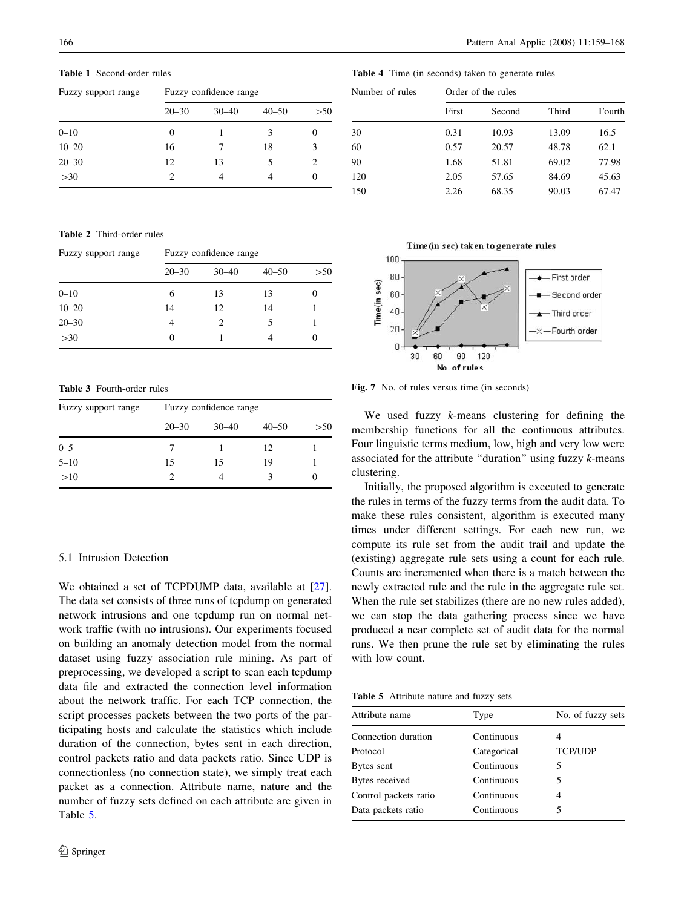**Table 1** Second-order rules

| Fuzzy support range | Fuzzy confidence range | | | |
|---|---|---|---|---|
| | 20–30 | 30–40 | 40–50 | >50 |
| 0–10 | 0 | 1 | 3 | 0 |
| 10–20 | 16 | 7 | 18 | 3 |
| 20–30 | 12 | 13 | 5 | 2 |
| >30 | 2 | 4 | 4 | 0 |

**Table 2** Third-order rules

| Fuzzy support range | Fuzzy confidence range | | | |
|---|---|---|---|---|
| | 20–30 | 30–40 | 40–50 | >50 |
| 0–10 | 6 | 13 | 13 | 0 |
| 10–20 | 14 | 12 | 14 | 1 |
| 20–30 | 4 | 2 | 5 | 1 |
| >30 | 0 | 1 | 4 | 0 |

**Table 3** Fourth-order rules

| Fuzzy support range | Fuzzy confidence range | | | |
|---|---|---|---|---|
| | 20–30 | 30–40 | 40–50 | >50 |
| 0–5 | 7 | 1 | 12 | 1 |
| 5–10 | 15 | 15 | 19 | 1 |
| >10 | 2 | 4 | 3 | 0 |

### 5.1 Intrusion Detection

We obtained a set of TCPDUMP data, available at [27]. The data set consists of three runs of tcpdump on generated network intrusions and one tcpdump run on normal network traffic (with no intrusions). Our experiments focused on building an anomaly detection model from the normal dataset using fuzzy association rule mining. As part of preprocessing, we developed a script to scan each tcpdump data file and extracted the connection level information about the network traffic. For each TCP connection, the script processes packets between the two ports of the participating hosts and calculate the statistics which include duration of the connection, bytes sent in each direction, control packets ratio and data packets ratio. Since UDP is connectionless (no connection state), we simply treat each packet as a connection. Attribute name, nature and the number of fuzzy sets defined on each attribute are given in Table 5.

**Table 4** Time (in seconds) taken to generate rules

| Number of rules | Order of the rules | | | |
|---|---|---|---|---|
| | First | Second | Third | Fourth |
| 30 | 0.31 | 10.93 | 13.09 | 16.5 |
| 60 | 0.57 | 20.57 | 48.78 | 62.1 |
| 90 | 1.68 | 51.81 | 69.02 | 77.98 |
| 120 | 2.05 | 57.65 | 84.69 | 45.63 |
| 150 | 2.26 | 68.35 | 90.03 | 67.47 |

Fig. 7 No. of rules versus time (in seconds)

We used fuzzy $k$-means clustering for defining the membership functions for all the continuous attributes. Four linguistic terms medium, low, high and very low were associated for the attribute "duration" using fuzzy $k$-means clustering.

Initially, the proposed algorithm is executed to generate the rules in terms of the fuzzy terms from the audit data. To make these rules consistent, algorithm is executed many times under different settings. For each new run, we compute its rule set from the audit trail and update the (existing) aggregate rule sets using a count for each rule. Counts are incremented when there is a match between the newly extracted rule and the rule in the aggregate rule set. When the rule set stabilizes (there are no new rules added), we can stop the data gathering process since we have produced a near complete set of audit data for the normal runs. We then prune the rule set by eliminating the rules with low count.

**Table 5** Attribute nature and fuzzy sets

| Attribute name | Type | No. of fuzzy sets |
|---|---|---|
| Connection duration | Continuous | 4 |
| Protocol | Categorical | TCP/UDP |
| Bytes sent | Continuous | 5 |
| Bytes received | Continuous | 5 |
| Control packets ratio | Continuous | 4 |
| Data packets ratio | Continuous | 5 |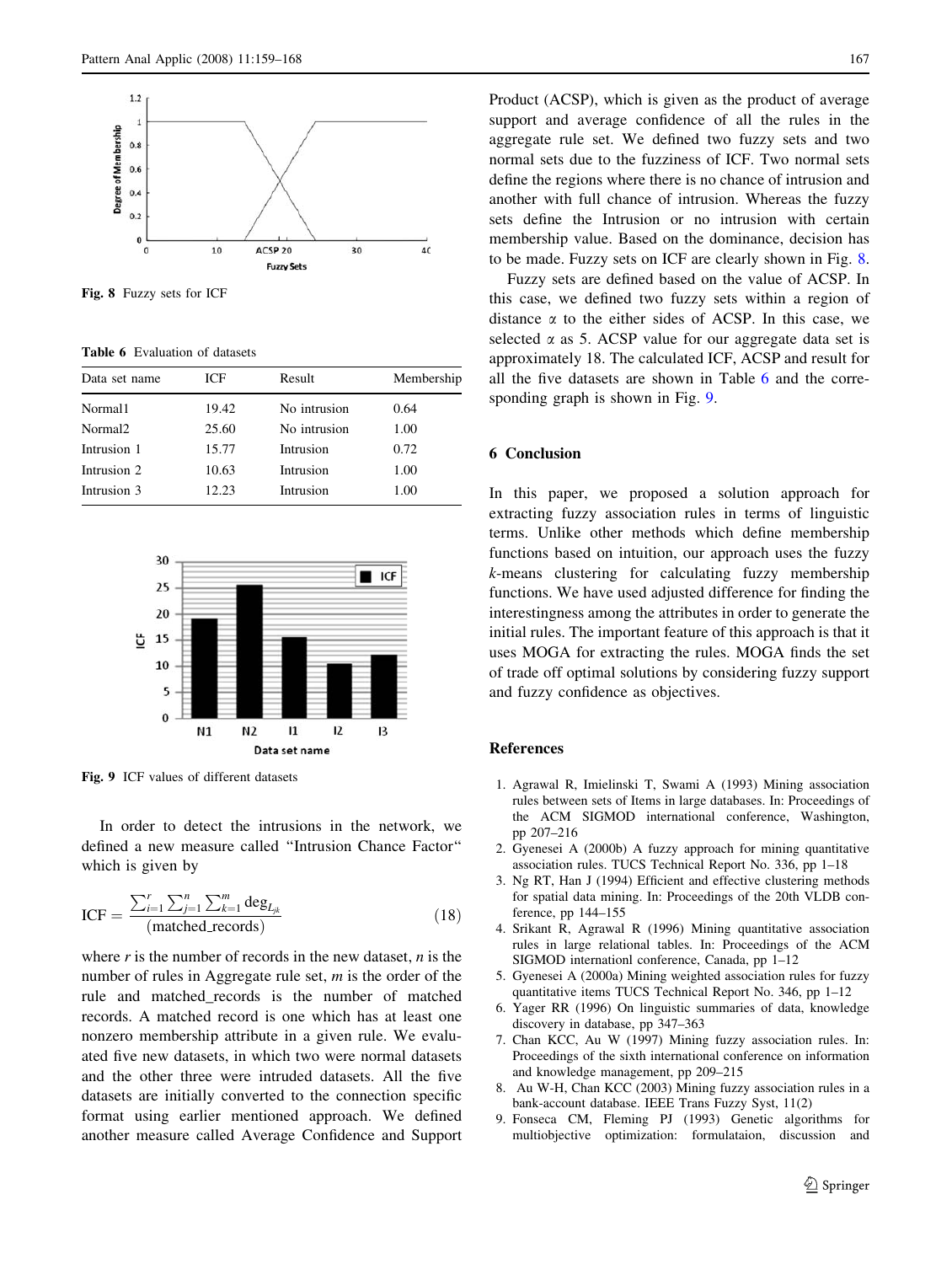Fig. 8 Fuzzy sets for ICF

Table 6 Evaluation of datasets

| Data set name | ICF | Result | Membership |
|---|---|---|---|
| Normal1 | 19.42 | No intrusion | 0.64 |
| Normal2 | 25.60 | No intrusion | 1.00 |
| Intrusion 1 | 15.77 | Intrusion | 0.72 |
| Intrusion 2 | 10.63 | Intrusion | 1.00 |
| Intrusion 3 | 12.23 | Intrusion | 1.00 |

Fig. 9 ICF values of different datasets

In order to detect the intrusions in the network, we defined a new measure called "Intrusion Chance Factor" which is given by

$$\mathrm{ICF} = \frac{\sum_{i=1}^{r}\sum_{j=1}^{n}\sum_{k=1}^{m}\deg_{L_{jk}}}{(\text{matched\_records})} \tag{18}$$

where $r$ is the number of records in the new dataset, $n$ is the number of rules in Aggregate rule set, $m$ is the order of the rule and matched_records is the number of matched records. A matched record is one which has at least one nonzero membership attribute in a given rule. We evaluated five new datasets, in which two were normal datasets and the other three were intruded datasets. All the five datasets are initially converted to the connection specific format using earlier mentioned approach. We defined another measure called Average Confidence and Support Product (ACSP), which is given as the product of average support and average confidence of all the rules in the aggregate rule set. We defined two fuzzy sets and two normal sets due to the fuzziness of ICF. Two normal sets define the regions where there is no chance of intrusion and another with full chance of intrusion. Whereas the fuzzy sets define the Intrusion or no intrusion with certain membership value. Based on the dominance, decision has to be made. Fuzzy sets on ICF are clearly shown in Fig. 8.

Fuzzy sets are defined based on the value of ACSP. In this case, we defined two fuzzy sets within a region of distance $\alpha$ to the either sides of ACSP. In this case, we selected $\alpha$ as 5. ACSP value for our aggregate data set is approximately 18. The calculated ICF, ACSP and result for all the five datasets are shown in Table 6 and the corresponding graph is shown in Fig. 9.

## 6 Conclusion

In this paper, we proposed a solution approach for extracting fuzzy association rules in terms of linguistic terms. Unlike other methods which define membership functions based on intuition, our approach uses the fuzzy $k$-means clustering for calculating fuzzy membership functions. We have used adjusted difference for finding the interestingness among the attributes in order to generate the initial rules. The important feature of this approach is that it uses MOGA for extracting the rules. MOGA finds the set of trade off optimal solutions by considering fuzzy support and fuzzy confidence as objectives.

## References

1. Agrawal R, Imielinski T, Swami A (1993) Mining association rules between sets of Items in large databases. In: Proceedings of the ACM SIGMOD international conference, Washington, pp 207–216
2. Gyenesei A (2000b) A fuzzy approach for mining quantitative association rules. TUCS Technical Report No. 336, pp 1–18
3. Ng RT, Han J (1994) Efficient and effective clustering methods for spatial data mining. In: Proceedings of the 20th VLDB conference, pp 144–155
4. Srikant R, Agrawal R (1996) Mining quantitative association rules in large relational tables. In: Proceedings of the ACM SIGMOD internationl conference, Canada, pp 1–12
5. Gyenesei A (2000a) Mining weighted association rules for fuzzy quantitative items TUCS Technical Report No. 346, pp 1–12
6. Yager RR (1996) On linguistic summaries of data, knowledge discovery in database, pp 347–363
7. Chan KCC, Au W (1997) Mining fuzzy association rules. In: Proceedings of the sixth international conference on information and knowledge management, pp 209–215
8. Au W-H, Chan KCC (2003) Mining fuzzy association rules in a bank-account database. IEEE Trans Fuzzy Syst, 11(2)
9. Fonseca CM, Fleming PJ (1993) Genetic algorithms for multiobjective optimization: formulataion, discussion and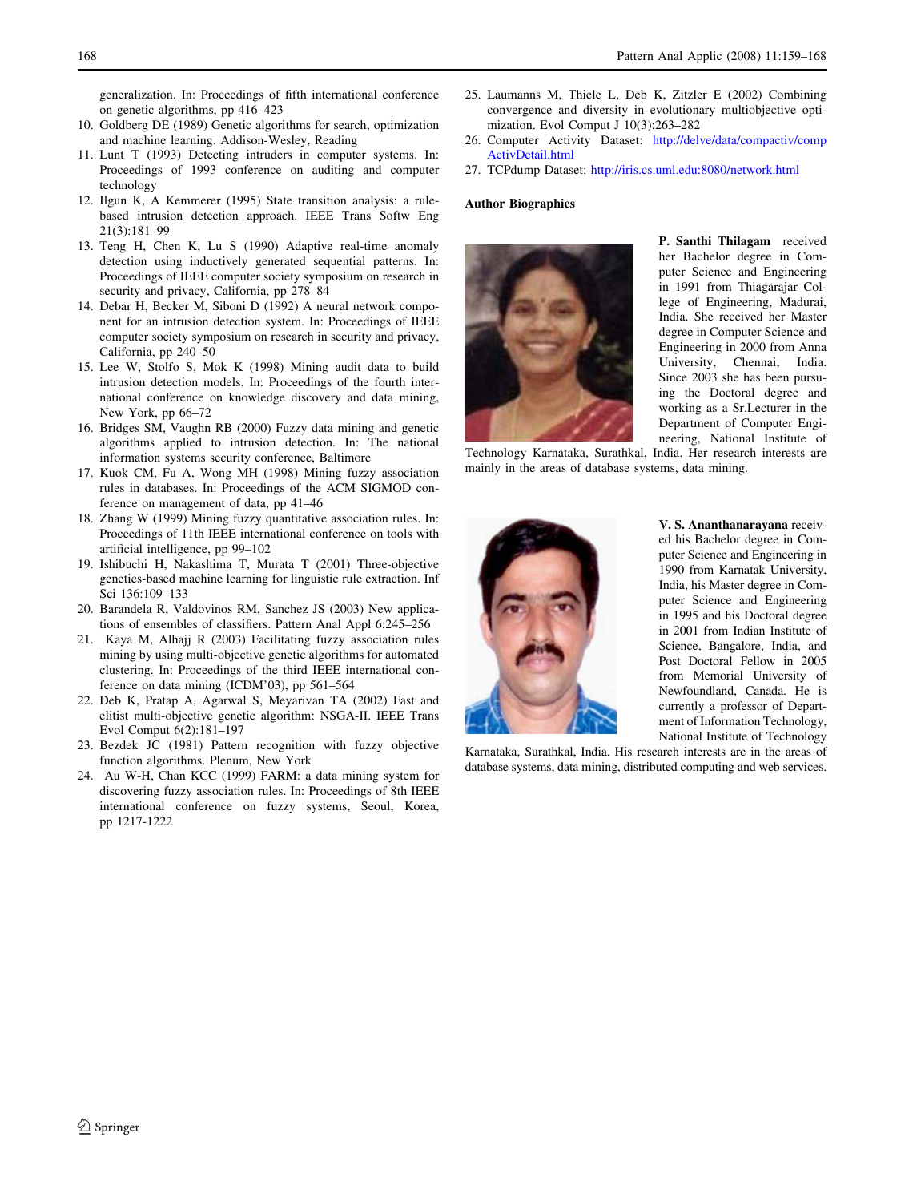generalization. In: Proceedings of fifth international conference on genetic algorithms, pp 416–423

10. Goldberg DE (1989) Genetic algorithms for search, optimization and machine learning. Addison-Wesley, Reading
11. Lunt T (1993) Detecting intruders in computer systems. In: Proceedings of 1993 conference on auditing and computer technology
12. Ilgun K, A Kemmerer (1995) State transition analysis: a rule-based intrusion detection approach. IEEE Trans Softw Eng 21(3):181–99
13. Teng H, Chen K, Lu S (1990) Adaptive real-time anomaly detection using inductively generated sequential patterns. In: Proceedings of IEEE computer society symposium on research in security and privacy, California, pp 278–84
14. Debar H, Becker M, Siboni D (1992) A neural network component for an intrusion detection system. In: Proceedings of IEEE computer society symposium on research in security and privacy, California, pp 240–50
15. Lee W, Stolfo S, Mok K (1998) Mining audit data to build intrusion detection models. In: Proceedings of the fourth international conference on knowledge discovery and data mining, New York, pp 66–72
16. Bridges SM, Vaughn RB (2000) Fuzzy data mining and genetic algorithms applied to intrusion detection. In: The national information systems security conference, Baltimore
17. Kuok CM, Fu A, Wong MH (1998) Mining fuzzy association rules in databases. In: Proceedings of the ACM SIGMOD conference on management of data, pp 41–46
18. Zhang W (1999) Mining fuzzy quantitative association rules. In: Proceedings of 11th IEEE international conference on tools with artificial intelligence, pp 99–102
19. Ishibuchi H, Nakashima T, Murata T (2001) Three-objective genetics-based machine learning for linguistic rule extraction. Inf Sci 136:109–133
20. Barandela R, Valdovinos RM, Sanchez JS (2003) New applications of ensembles of classifiers. Pattern Anal Appl 6:245–256
21. Kaya M, Alhajj R (2003) Facilitating fuzzy association rules mining by using multi-objective genetic algorithms for automated clustering. In: Proceedings of the third IEEE international conference on data mining (ICDM'03), pp 561–564
22. Deb K, Pratap A, Agarwal S, Meyarivan TA (2002) Fast and elitist multi-objective genetic algorithm: NSGA-II. IEEE Trans Evol Comput 6(2):181–197
23. Bezdek JC (1981) Pattern recognition with fuzzy objective function algorithms. Plenum, New York
24. Au W-H, Chan KCC (1999) FARM: a data mining system for discovering fuzzy association rules. In: Proceedings of 8th IEEE international conference on fuzzy systems, Seoul, Korea, pp 1217-1222
25. Laumanns M, Thiele L, Deb K, Zitzler E (2002) Combining convergence and diversity in evolutionary multiobjective optimization. Evol Comput J 10(3):263–282
26. Computer Activity Dataset: http://delve/data/compactiv/compActivDetail.html
27. TCPdump Dataset: http://iris.cs.uml.edu:8080/network.html

## Author Biographies

**P. Santhi Thilagam** received her Bachelor degree in Computer Science and Engineering in 1991 from Thiagarajar College of Engineering, Madurai, India. She received her Master degree in Computer Science and Engineering in 2000 from Anna University, Chennai, India. Since 2003 she has been pursuing the Doctoral degree and working as a Sr.Lecturer in the Department of Computer Engineering, National Institute of Technology Karnataka, Surathkal, India. Her research interests are mainly in the areas of database systems, data mining.

**V. S. Ananthanarayana** received his Bachelor degree in Computer Science and Engineering in 1990 from Karnatak University, India, his Master degree in Computer Science and Engineering in 1995 and his Doctoral degree in 2001 from Indian Institute of Science, Bangalore, India, and Post Doctoral Fellow in 2005 from Memorial University of Newfoundland, Canada. He is currently a professor of Department of Information Technology, National Institute of Technology Karnataka, Surathkal, India. His research interests are in the areas of database systems, data mining, distributed computing and web services.